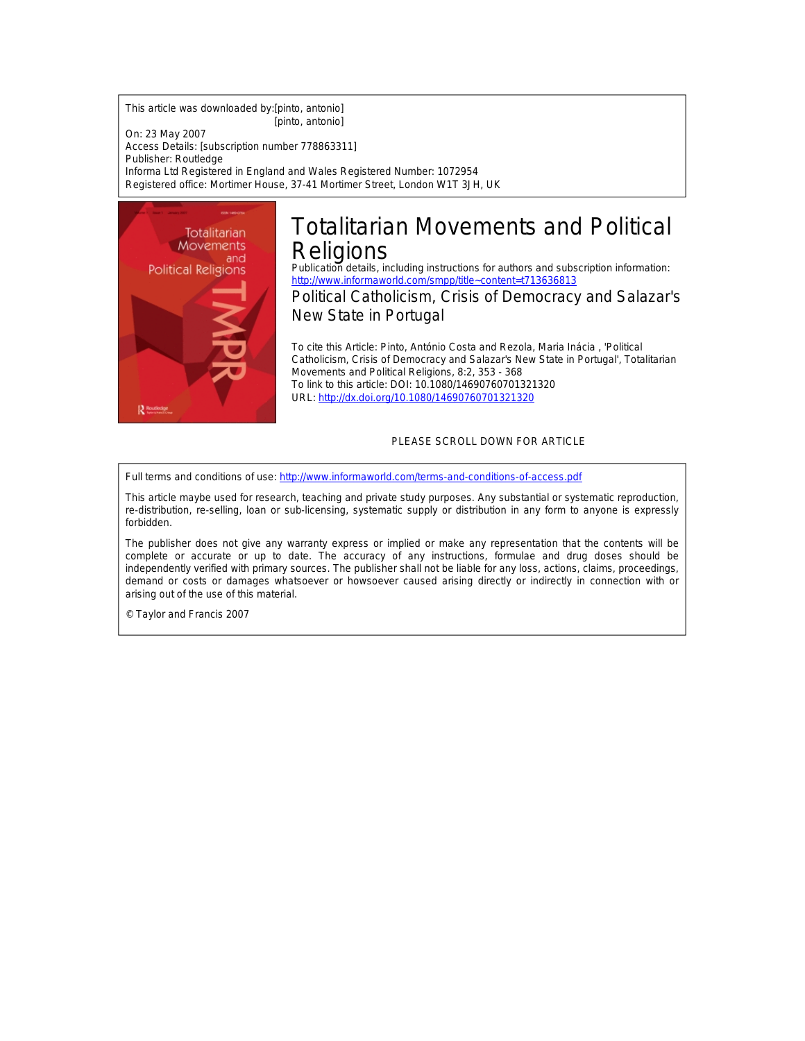This article was downloaded by:[pinto, antonio]
[pinto, antonio]

On: 23 May 2007

Access Details: [subscription number 778863311]

Publisher: Routledge

Informa Ltd Registered in England and Wales Registered Number: 1072954

Registered office: Mortimer House, 37-41 Mortimer Street, London W1T 3JH, UK

# Totalitarian Movements and Political Religions

Publication details, including instructions for authors and subscription information:
http://www.informaworld.com/smpp/title~content=t713636813

## Political Catholicism, Crisis of Democracy and Salazar's New State in Portugal

To cite this Article: Pinto, António Costa and Rezola, Maria Inácia , 'Political Catholicism, Crisis of Democracy and Salazar's New State in Portugal', Totalitarian Movements and Political Religions, 8:2, 353 - 368

To link to this article: DOI: 10.1080/14690760701321320

URL: http://dx.doi.org/10.1080/14690760701321320

PLEASE SCROLL DOWN FOR ARTICLE

Full terms and conditions of use: http://www.informaworld.com/terms-and-conditions-of-access.pdf

This article maybe used for research, teaching and private study purposes. Any substantial or systematic reproduction, re-distribution, re-selling, loan or sub-licensing, systematic supply or distribution in any form to anyone is expressly forbidden.

The publisher does not give any warranty express or implied or make any representation that the contents will be complete or accurate or up to date. The accuracy of any instructions, formulae and drug doses should be independently verified with primary sources. The publisher shall not be liable for any loss, actions, claims, proceedings, demand or costs or damages whatsoever or howsoever caused arising directly or indirectly in connection with or arising out of the use of this material.

© Taylor and Francis 2007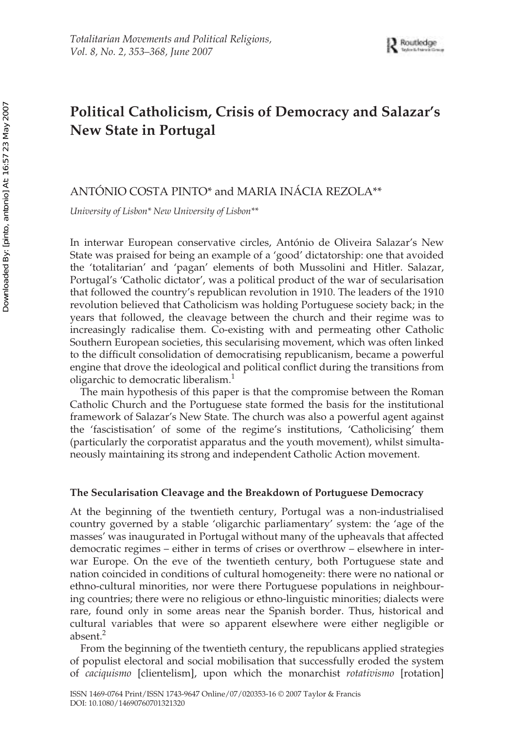# Political Catholicism, Crisis of Democracy and Salazar's New State in Portugal

ANTÓNIO COSTA PINTO* and MARIA INÁCIA REZOLA**

*University of Lisbon* New University of Lisbon***

In interwar European conservative circles, António de Oliveira Salazar's New State was praised for being an example of a 'good' dictatorship: one that avoided the 'totalitarian' and 'pagan' elements of both Mussolini and Hitler. Salazar, Portugal's 'Catholic dictator', was a political product of the war of secularisation that followed the country's republican revolution in 1910. The leaders of the 1910 revolution believed that Catholicism was holding Portuguese society back; in the years that followed, the cleavage between the church and their regime was to increasingly radicalise them. Co-existing with and permeating other Catholic Southern European societies, this secularising movement, which was often linked to the difficult consolidation of democratising republicanism, became a powerful engine that drove the ideological and political conflict during the transitions from oligarchic to democratic liberalism.[1]

The main hypothesis of this paper is that the compromise between the Roman Catholic Church and the Portuguese state formed the basis for the institutional framework of Salazar's New State. The church was also a powerful agent against the 'fascistisation' of some of the regime's institutions, 'Catholicising' them (particularly the corporatist apparatus and the youth movement), whilst simultaneously maintaining its strong and independent Catholic Action movement.

## The Secularisation Cleavage and the Breakdown of Portuguese Democracy

At the beginning of the twentieth century, Portugal was a non-industrialised country governed by a stable 'oligarchic parliamentary' system: the 'age of the masses' was inaugurated in Portugal without many of the upheavals that affected democratic regimes – either in terms of crises or overthrow – elsewhere in interwar Europe. On the eve of the twentieth century, both Portuguese state and nation coincided in conditions of cultural homogeneity: there were no national or ethno-cultural minorities, nor were there Portuguese populations in neighbouring countries; there were no religious or ethno-linguistic minorities; dialects were rare, found only in some areas near the Spanish border. Thus, historical and cultural variables that were so apparent elsewhere were either negligible or absent.[2]

From the beginning of the twentieth century, the republicans applied strategies of populist electoral and social mobilisation that successfully eroded the system of *caciquismo* [clientelism], upon which the monarchist *rotativismo* [rotation]

ISSN 1469-0764 Print/ISSN 1743-9647 Online/07/020353-16 © 2007 Taylor & Francis
DOI: 10.1080/14690760701321320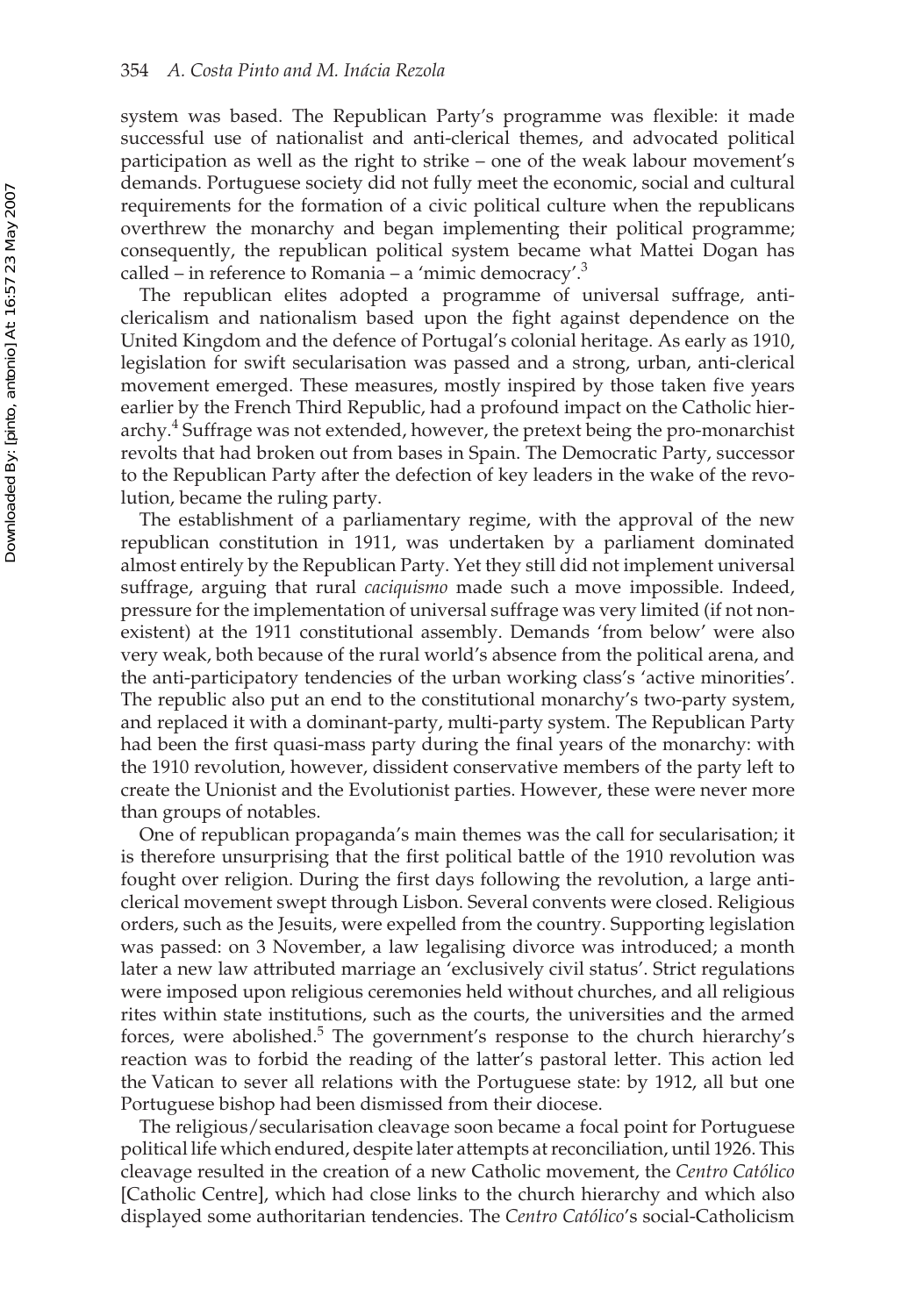system was based. The Republican Party's programme was flexible: it made successful use of nationalist and anti-clerical themes, and advocated political participation as well as the right to strike – one of the weak labour movement's demands. Portuguese society did not fully meet the economic, social and cultural requirements for the formation of a civic political culture when the republicans overthrew the monarchy and began implementing their political programme; consequently, the republican political system became what Mattei Dogan has called – in reference to Romania – a 'mimic democracy'.[3]

The republican elites adopted a programme of universal suffrage, anti-clericalism and nationalism based upon the fight against dependence on the United Kingdom and the defence of Portugal's colonial heritage. As early as 1910, legislation for swift secularisation was passed and a strong, urban, anti-clerical movement emerged. These measures, mostly inspired by those taken five years earlier by the French Third Republic, had a profound impact on the Catholic hierarchy.[4] Suffrage was not extended, however, the pretext being the pro-monarchist revolts that had broken out from bases in Spain. The Democratic Party, successor to the Republican Party after the defection of key leaders in the wake of the revolution, became the ruling party.

The establishment of a parliamentary regime, with the approval of the new republican constitution in 1911, was undertaken by a parliament dominated almost entirely by the Republican Party. Yet they still did not implement universal suffrage, arguing that rural *caciquismo* made such a move impossible. Indeed, pressure for the implementation of universal suffrage was very limited (if not non-existent) at the 1911 constitutional assembly. Demands 'from below' were also very weak, both because of the rural world's absence from the political arena, and the anti-participatory tendencies of the urban working class's 'active minorities'. The republic also put an end to the constitutional monarchy's two-party system, and replaced it with a dominant-party, multi-party system. The Republican Party had been the first quasi-mass party during the final years of the monarchy: with the 1910 revolution, however, dissident conservative members of the party left to create the Unionist and the Evolutionist parties. However, these were never more than groups of notables.

One of republican propaganda's main themes was the call for secularisation; it is therefore unsurprising that the first political battle of the 1910 revolution was fought over religion. During the first days following the revolution, a large anti-clerical movement swept through Lisbon. Several convents were closed. Religious orders, such as the Jesuits, were expelled from the country. Supporting legislation was passed: on 3 November, a law legalising divorce was introduced; a month later a new law attributed marriage an 'exclusively civil status'. Strict regulations were imposed upon religious ceremonies held without churches, and all religious rites within state institutions, such as the courts, the universities and the armed forces, were abolished.[5] The government's response to the church hierarchy's reaction was to forbid the reading of the latter's pastoral letter. This action led the Vatican to sever all relations with the Portuguese state: by 1912, all but one Portuguese bishop had been dismissed from their diocese.

The religious/secularisation cleavage soon became a focal point for Portuguese political life which endured, despite later attempts at reconciliation, until 1926. This cleavage resulted in the creation of a new Catholic movement, the *Centro Católico* [Catholic Centre], which had close links to the church hierarchy and which also displayed some authoritarian tendencies. The *Centro Católico*'s social-Catholicism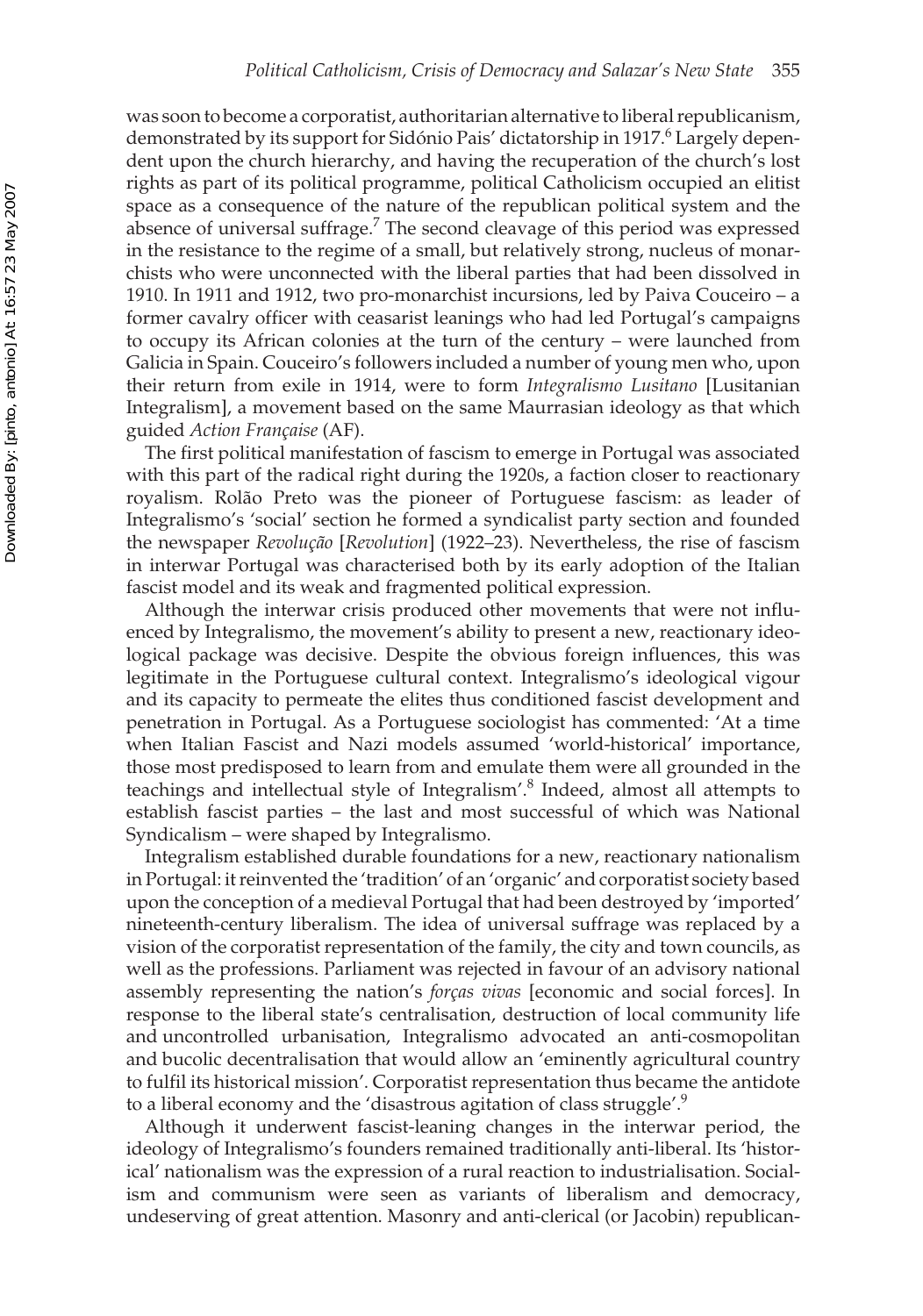was soon to become a corporatist, authoritarian alternative to liberal republicanism, demonstrated by its support for Sidónio Pais' dictatorship in 1917.[6] Largely dependent upon the church hierarchy, and having the recuperation of the church's lost rights as part of its political programme, political Catholicism occupied an elitist space as a consequence of the nature of the republican political system and the absence of universal suffrage.[7] The second cleavage of this period was expressed in the resistance to the regime of a small, but relatively strong, nucleus of monarchists who were unconnected with the liberal parties that had been dissolved in 1910. In 1911 and 1912, two pro-monarchist incursions, led by Paiva Couceiro – a former cavalry officer with ceasarist leanings who had led Portugal's campaigns to occupy its African colonies at the turn of the century – were launched from Galicia in Spain. Couceiro's followers included a number of young men who, upon their return from exile in 1914, were to form *Integralismo Lusitano* [Lusitanian Integralism], a movement based on the same Maurrasian ideology as that which guided *Action Française* (AF).

The first political manifestation of fascism to emerge in Portugal was associated with this part of the radical right during the 1920s, a faction closer to reactionary royalism. Rolão Preto was the pioneer of Portuguese fascism: as leader of Integralismo's 'social' section he formed a syndicalist party section and founded the newspaper *Revolução* [*Revolution*] (1922–23). Nevertheless, the rise of fascism in interwar Portugal was characterised both by its early adoption of the Italian fascist model and its weak and fragmented political expression.

Although the interwar crisis produced other movements that were not influenced by Integralismo, the movement's ability to present a new, reactionary ideological package was decisive. Despite the obvious foreign influences, this was legitimate in the Portuguese cultural context. Integralismo's ideological vigour and its capacity to permeate the elites thus conditioned fascist development and penetration in Portugal. As a Portuguese sociologist has commented: 'At a time when Italian Fascist and Nazi models assumed 'world-historical' importance, those most predisposed to learn from and emulate them were all grounded in the teachings and intellectual style of Integralism'.[8] Indeed, almost all attempts to establish fascist parties – the last and most successful of which was National Syndicalism – were shaped by Integralismo.

Integralism established durable foundations for a new, reactionary nationalism in Portugal: it reinvented the 'tradition' of an 'organic' and corporatist society based upon the conception of a medieval Portugal that had been destroyed by 'imported' nineteenth-century liberalism. The idea of universal suffrage was replaced by a vision of the corporatist representation of the family, the city and town councils, as well as the professions. Parliament was rejected in favour of an advisory national assembly representing the nation's *forças vivas* [economic and social forces]. In response to the liberal state's centralisation, destruction of local community life and uncontrolled urbanisation, Integralismo advocated an anti-cosmopolitan and bucolic decentralisation that would allow an 'eminently agricultural country to fulfil its historical mission'. Corporatist representation thus became the antidote to a liberal economy and the 'disastrous agitation of class struggle'.[9]

Although it underwent fascist-leaning changes in the interwar period, the ideology of Integralismo's founders remained traditionally anti-liberal. Its 'historical' nationalism was the expression of a rural reaction to industrialisation. Socialism and communism were seen as variants of liberalism and democracy, undeserving of great attention. Masonry and anti-clerical (or Jacobin) republican-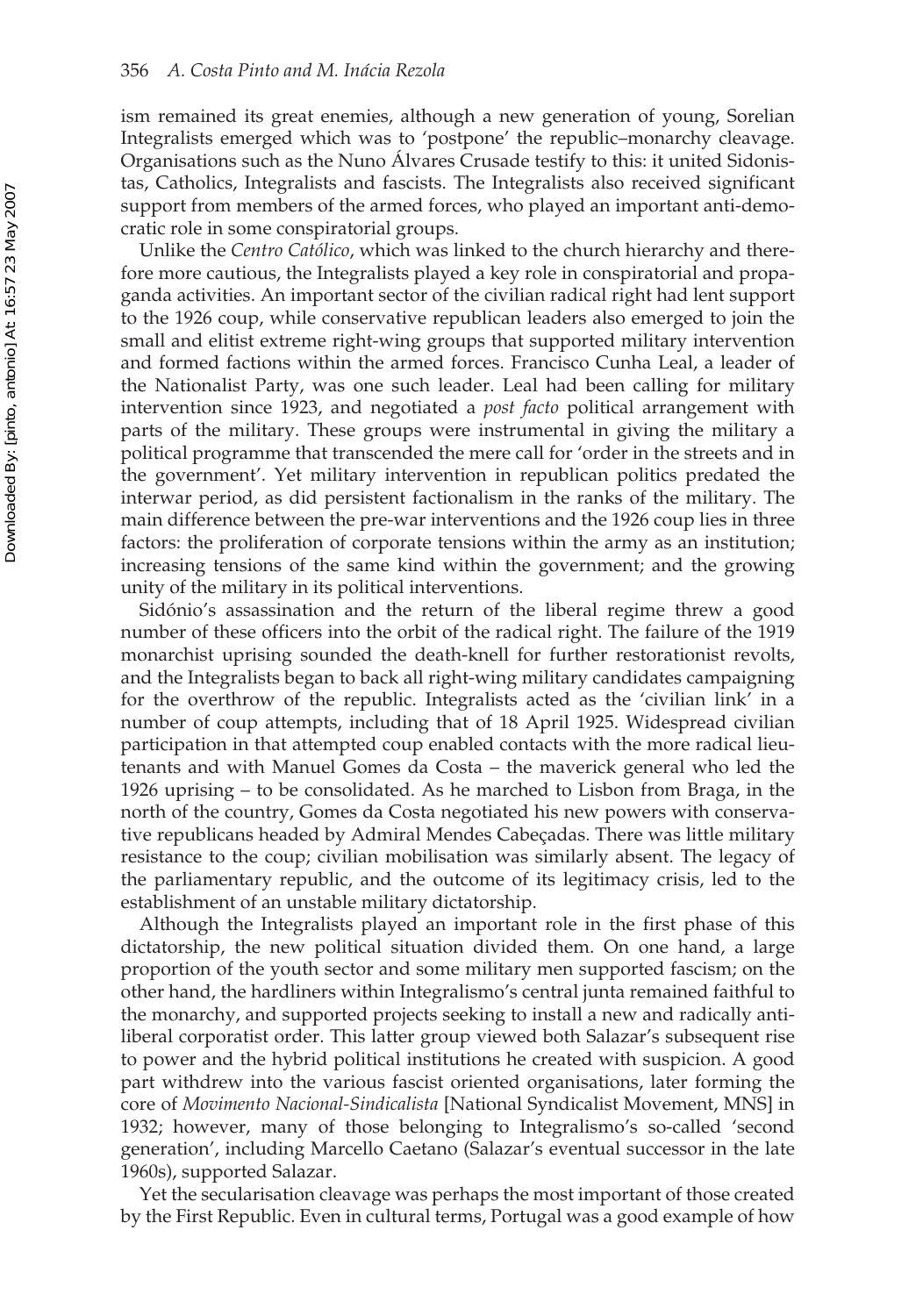ism remained its great enemies, although a new generation of young, Sorelian Integralists emerged which was to 'postpone' the republic–monarchy cleavage. Organisations such as the Nuno Álvares Crusade testify to this: it united Sidonistas, Catholics, Integralists and fascists. The Integralists also received significant support from members of the armed forces, who played an important anti-democratic role in some conspiratorial groups.

Unlike the *Centro Católico*, which was linked to the church hierarchy and therefore more cautious, the Integralists played a key role in conspiratorial and propaganda activities. An important sector of the civilian radical right had lent support to the 1926 coup, while conservative republican leaders also emerged to join the small and elitist extreme right-wing groups that supported military intervention and formed factions within the armed forces. Francisco Cunha Leal, a leader of the Nationalist Party, was one such leader. Leal had been calling for military intervention since 1923, and negotiated a *post facto* political arrangement with parts of the military. These groups were instrumental in giving the military a political programme that transcended the mere call for 'order in the streets and in the government'. Yet military intervention in republican politics predated the interwar period, as did persistent factionalism in the ranks of the military. The main difference between the pre-war interventions and the 1926 coup lies in three factors: the proliferation of corporate tensions within the army as an institution; increasing tensions of the same kind within the government; and the growing unity of the military in its political interventions.

Sidónio's assassination and the return of the liberal regime threw a good number of these officers into the orbit of the radical right. The failure of the 1919 monarchist uprising sounded the death-knell for further restorationist revolts, and the Integralists began to back all right-wing military candidates campaigning for the overthrow of the republic. Integralists acted as the 'civilian link' in a number of coup attempts, including that of 18 April 1925. Widespread civilian participation in that attempted coup enabled contacts with the more radical lieutenants and with Manuel Gomes da Costa – the maverick general who led the 1926 uprising – to be consolidated. As he marched to Lisbon from Braga, in the north of the country, Gomes da Costa negotiated his new powers with conservative republicans headed by Admiral Mendes Cabeçadas. There was little military resistance to the coup; civilian mobilisation was similarly absent. The legacy of the parliamentary republic, and the outcome of its legitimacy crisis, led to the establishment of an unstable military dictatorship.

Although the Integralists played an important role in the first phase of this dictatorship, the new political situation divided them. On one hand, a large proportion of the youth sector and some military men supported fascism; on the other hand, the hardliners within Integralismo's central junta remained faithful to the monarchy, and supported projects seeking to install a new and radically anti-liberal corporatist order. This latter group viewed both Salazar's subsequent rise to power and the hybrid political institutions he created with suspicion. A good part withdrew into the various fascist oriented organisations, later forming the core of *Movimento Nacional-Sindicalista* [National Syndicalist Movement, MNS] in 1932; however, many of those belonging to Integralismo's so-called 'second generation', including Marcello Caetano (Salazar's eventual successor in the late 1960s), supported Salazar.

Yet the secularisation cleavage was perhaps the most important of those created by the First Republic. Even in cultural terms, Portugal was a good example of how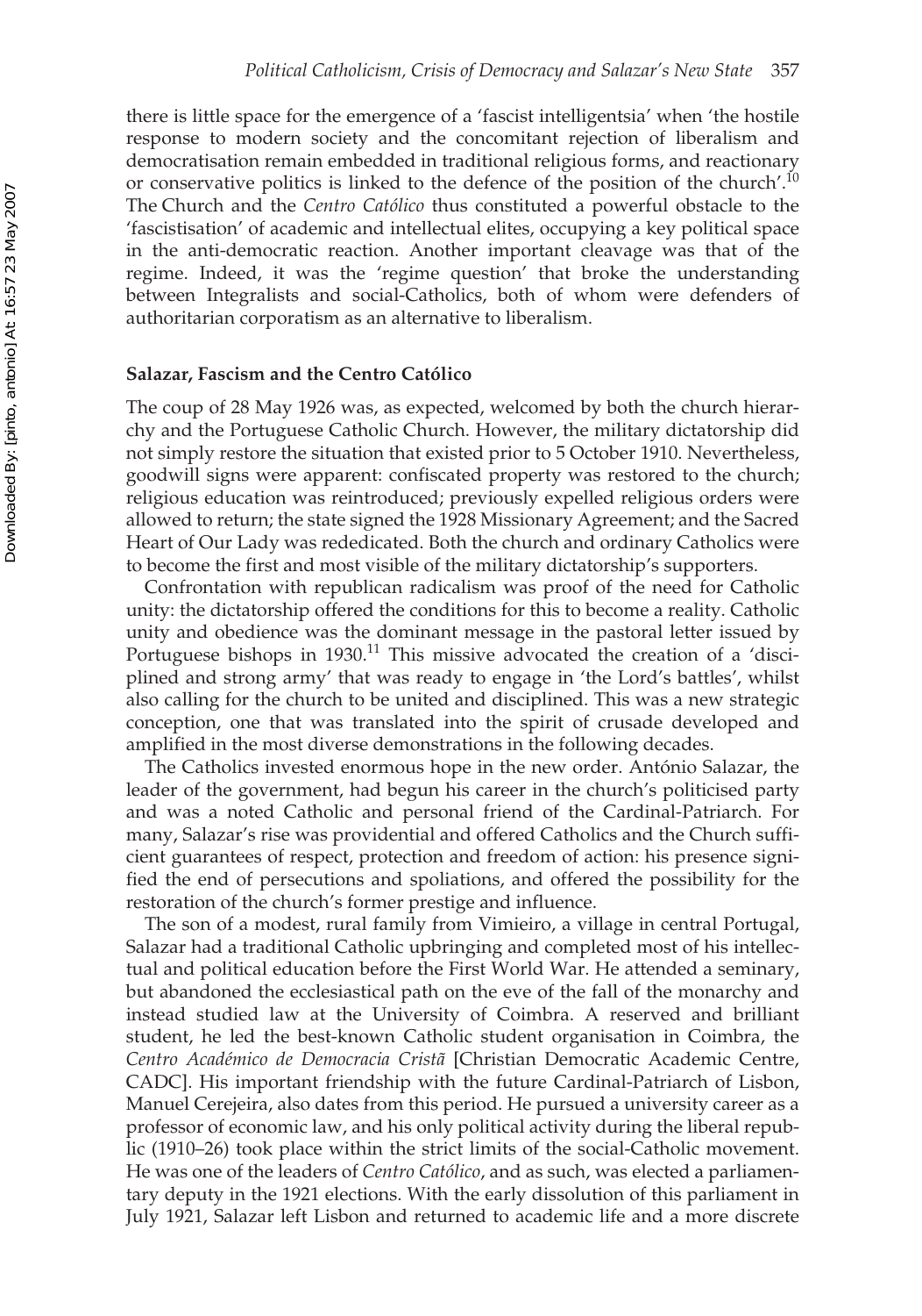there is little space for the emergence of a 'fascist intelligentsia' when 'the hostile response to modern society and the concomitant rejection of liberalism and democratisation remain embedded in traditional religious forms, and reactionary or conservative politics is linked to the defence of the position of the church'.[10] The Church and the *Centro Católico* thus constituted a powerful obstacle to the 'fascistisation' of academic and intellectual elites, occupying a key political space in the anti-democratic reaction. Another important cleavage was that of the regime. Indeed, it was the 'regime question' that broke the understanding between Integralists and social-Catholics, both of whom were defenders of authoritarian corporatism as an alternative to liberalism.

### Salazar, Fascism and the Centro Católico

The coup of 28 May 1926 was, as expected, welcomed by both the church hierarchy and the Portuguese Catholic Church. However, the military dictatorship did not simply restore the situation that existed prior to 5 October 1910. Nevertheless, goodwill signs were apparent: confiscated property was restored to the church; religious education was reintroduced; previously expelled religious orders were allowed to return; the state signed the 1928 Missionary Agreement; and the Sacred Heart of Our Lady was rededicated. Both the church and ordinary Catholics were to become the first and most visible of the military dictatorship's supporters.

Confrontation with republican radicalism was proof of the need for Catholic unity: the dictatorship offered the conditions for this to become a reality. Catholic unity and obedience was the dominant message in the pastoral letter issued by Portuguese bishops in 1930.[11] This missive advocated the creation of a 'disciplined and strong army' that was ready to engage in 'the Lord's battles', whilst also calling for the church to be united and disciplined. This was a new strategic conception, one that was translated into the spirit of crusade developed and amplified in the most diverse demonstrations in the following decades.

The Catholics invested enormous hope in the new order. António Salazar, the leader of the government, had begun his career in the church's politicised party and was a noted Catholic and personal friend of the Cardinal-Patriarch. For many, Salazar's rise was providential and offered Catholics and the Church sufficient guarantees of respect, protection and freedom of action: his presence signified the end of persecutions and spoliations, and offered the possibility for the restoration of the church's former prestige and influence.

The son of a modest, rural family from Vimieiro, a village in central Portugal, Salazar had a traditional Catholic upbringing and completed most of his intellectual and political education before the First World War. He attended a seminary, but abandoned the ecclesiastical path on the eve of the fall of the monarchy and instead studied law at the University of Coimbra. A reserved and brilliant student, he led the best-known Catholic student organisation in Coimbra, the *Centro Académico de Democracia Cristã* [Christian Democratic Academic Centre, CADC]. His important friendship with the future Cardinal-Patriarch of Lisbon, Manuel Cerejeira, also dates from this period. He pursued a university career as a professor of economic law, and his only political activity during the liberal republic (1910–26) took place within the strict limits of the social-Catholic movement. He was one of the leaders of *Centro Católico*, and as such, was elected a parliamentary deputy in the 1921 elections. With the early dissolution of this parliament in July 1921, Salazar left Lisbon and returned to academic life and a more discrete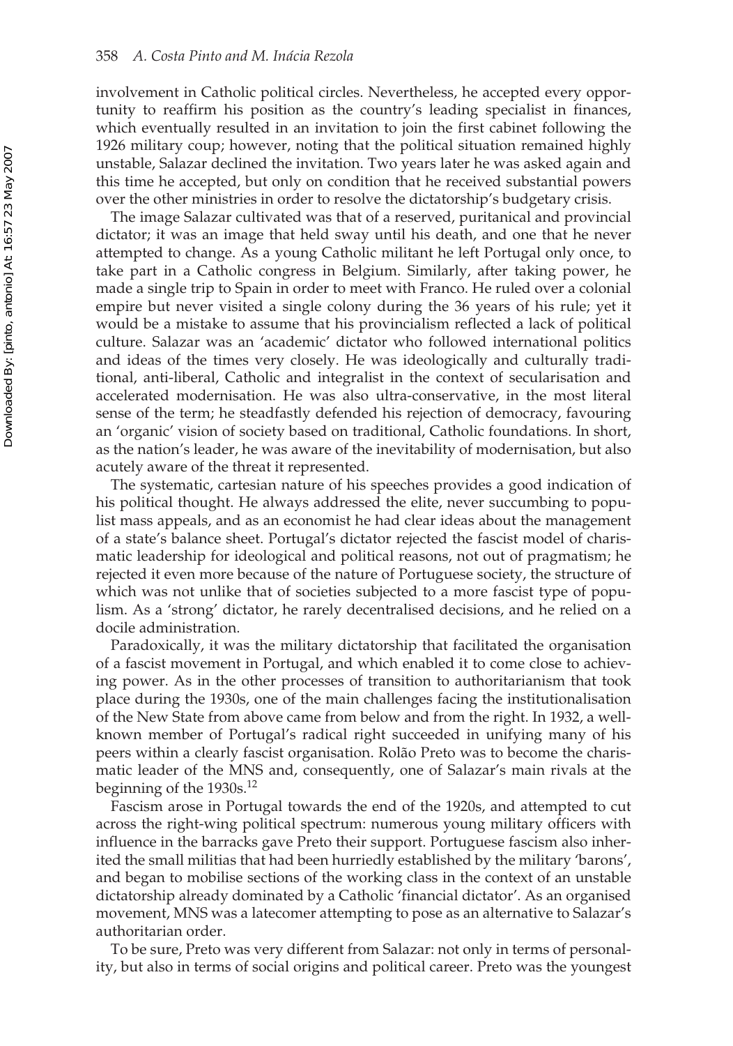involvement in Catholic political circles. Nevertheless, he accepted every opportunity to reaffirm his position as the country's leading specialist in finances, which eventually resulted in an invitation to join the first cabinet following the 1926 military coup; however, noting that the political situation remained highly unstable, Salazar declined the invitation. Two years later he was asked again and this time he accepted, but only on condition that he received substantial powers over the other ministries in order to resolve the dictatorship's budgetary crisis.

The image Salazar cultivated was that of a reserved, puritanical and provincial dictator; it was an image that held sway until his death, and one that he never attempted to change. As a young Catholic militant he left Portugal only once, to take part in a Catholic congress in Belgium. Similarly, after taking power, he made a single trip to Spain in order to meet with Franco. He ruled over a colonial empire but never visited a single colony during the 36 years of his rule; yet it would be a mistake to assume that his provincialism reflected a lack of political culture. Salazar was an 'academic' dictator who followed international politics and ideas of the times very closely. He was ideologically and culturally traditional, anti-liberal, Catholic and integralist in the context of secularisation and accelerated modernisation. He was also ultra-conservative, in the most literal sense of the term; he steadfastly defended his rejection of democracy, favouring an 'organic' vision of society based on traditional, Catholic foundations. In short, as the nation's leader, he was aware of the inevitability of modernisation, but also acutely aware of the threat it represented.

The systematic, cartesian nature of his speeches provides a good indication of his political thought. He always addressed the elite, never succumbing to populist mass appeals, and as an economist he had clear ideas about the management of a state's balance sheet. Portugal's dictator rejected the fascist model of charismatic leadership for ideological and political reasons, not out of pragmatism; he rejected it even more because of the nature of Portuguese society, the structure of which was not unlike that of societies subjected to a more fascist type of populism. As a 'strong' dictator, he rarely decentralised decisions, and he relied on a docile administration.

Paradoxically, it was the military dictatorship that facilitated the organisation of a fascist movement in Portugal, and which enabled it to come close to achieving power. As in the other processes of transition to authoritarianism that took place during the 1930s, one of the main challenges facing the institutionalisation of the New State from above came from below and from the right. In 1932, a well-known member of Portugal's radical right succeeded in unifying many of his peers within a clearly fascist organisation. Rolão Preto was to become the charismatic leader of the MNS and, consequently, one of Salazar's main rivals at the beginning of the 1930s.[12]

Fascism arose in Portugal towards the end of the 1920s, and attempted to cut across the right-wing political spectrum: numerous young military officers with influence in the barracks gave Preto their support. Portuguese fascism also inherited the small militias that had been hurriedly established by the military 'barons', and began to mobilise sections of the working class in the context of an unstable dictatorship already dominated by a Catholic 'financial dictator'. As an organised movement, MNS was a latecomer attempting to pose as an alternative to Salazar's authoritarian order.

To be sure, Preto was very different from Salazar: not only in terms of personality, but also in terms of social origins and political career. Preto was the youngest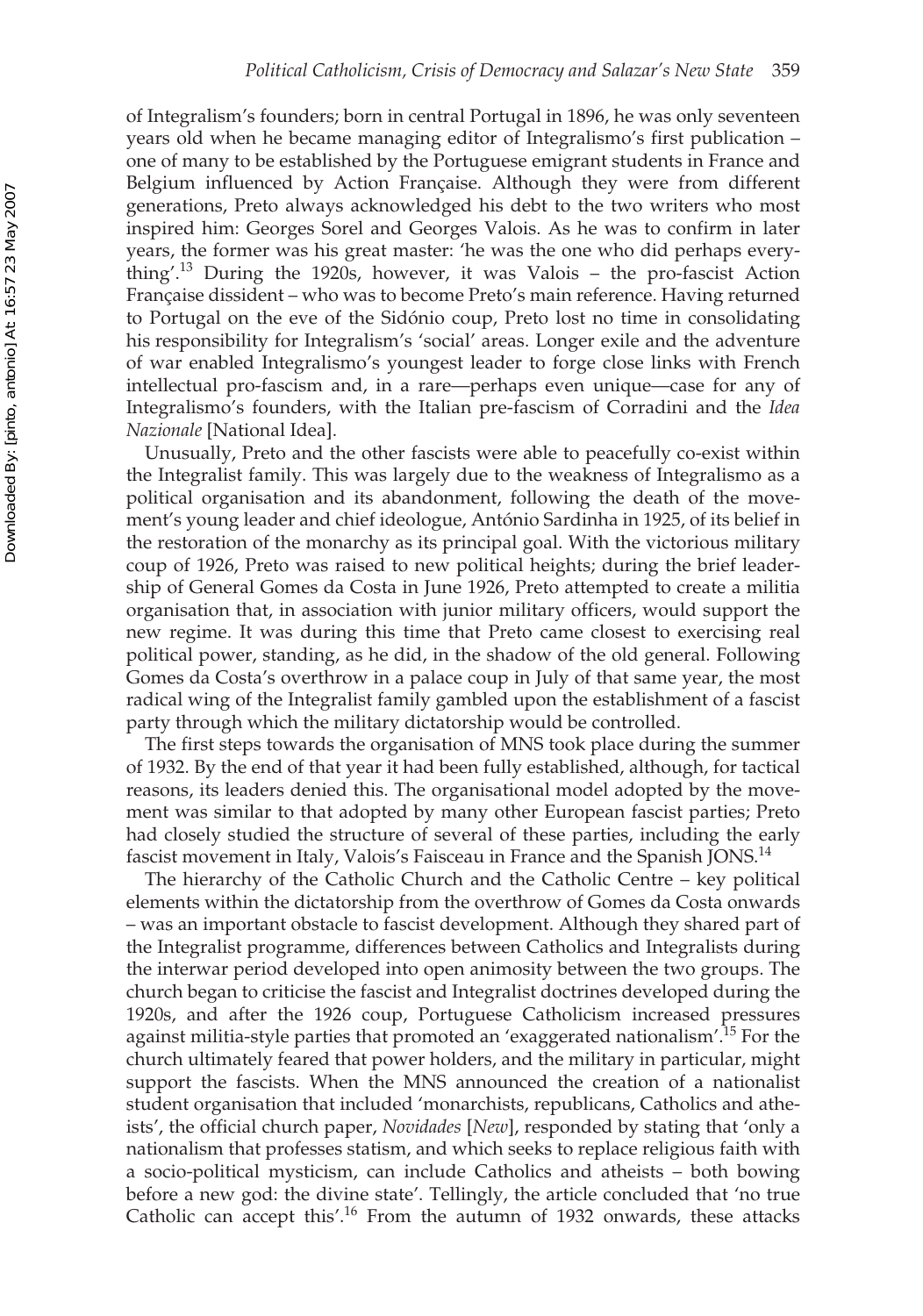of Integralism's founders; born in central Portugal in 1896, he was only seventeen years old when he became managing editor of Integralismo's first publication – one of many to be established by the Portuguese emigrant students in France and Belgium influenced by Action Française. Although they were from different generations, Preto always acknowledged his debt to the two writers who most inspired him: Georges Sorel and Georges Valois. As he was to confirm in later years, the former was his great master: 'he was the one who did perhaps everything'.[13] During the 1920s, however, it was Valois – the pro-fascist Action Française dissident – who was to become Preto's main reference. Having returned to Portugal on the eve of the Sidónio coup, Preto lost no time in consolidating his responsibility for Integralism's 'social' areas. Longer exile and the adventure of war enabled Integralismo's youngest leader to forge close links with French intellectual pro-fascism and, in a rare—perhaps even unique—case for any of Integralismo's founders, with the Italian pre-fascism of Corradini and the *Idea Nazionale* [National Idea].

Unusually, Preto and the other fascists were able to peacefully co-exist within the Integralist family. This was largely due to the weakness of Integralismo as a political organisation and its abandonment, following the death of the movement's young leader and chief ideologue, António Sardinha in 1925, of its belief in the restoration of the monarchy as its principal goal. With the victorious military coup of 1926, Preto was raised to new political heights; during the brief leadership of General Gomes da Costa in June 1926, Preto attempted to create a militia organisation that, in association with junior military officers, would support the new regime. It was during this time that Preto came closest to exercising real political power, standing, as he did, in the shadow of the old general. Following Gomes da Costa's overthrow in a palace coup in July of that same year, the most radical wing of the Integralist family gambled upon the establishment of a fascist party through which the military dictatorship would be controlled.

The first steps towards the organisation of MNS took place during the summer of 1932. By the end of that year it had been fully established, although, for tactical reasons, its leaders denied this. The organisational model adopted by the movement was similar to that adopted by many other European fascist parties; Preto had closely studied the structure of several of these parties, including the early fascist movement in Italy, Valois's Faisceau in France and the Spanish JONS.[14]

The hierarchy of the Catholic Church and the Catholic Centre – key political elements within the dictatorship from the overthrow of Gomes da Costa onwards – was an important obstacle to fascist development. Although they shared part of the Integralist programme, differences between Catholics and Integralists during the interwar period developed into open animosity between the two groups. The church began to criticise the fascist and Integralist doctrines developed during the 1920s, and after the 1926 coup, Portuguese Catholicism increased pressures against militia-style parties that promoted an 'exaggerated nationalism'.[15] For the church ultimately feared that power holders, and the military in particular, might support the fascists. When the MNS announced the creation of a nationalist student organisation that included 'monarchists, republicans, Catholics and atheists', the official church paper, *Novidades* [*New*], responded by stating that 'only a nationalism that professes statism, and which seeks to replace religious faith with a socio-political mysticism, can include Catholics and atheists – both bowing before a new god: the divine state'. Tellingly, the article concluded that 'no true Catholic can accept this'.[16] From the autumn of 1932 onwards, these attacks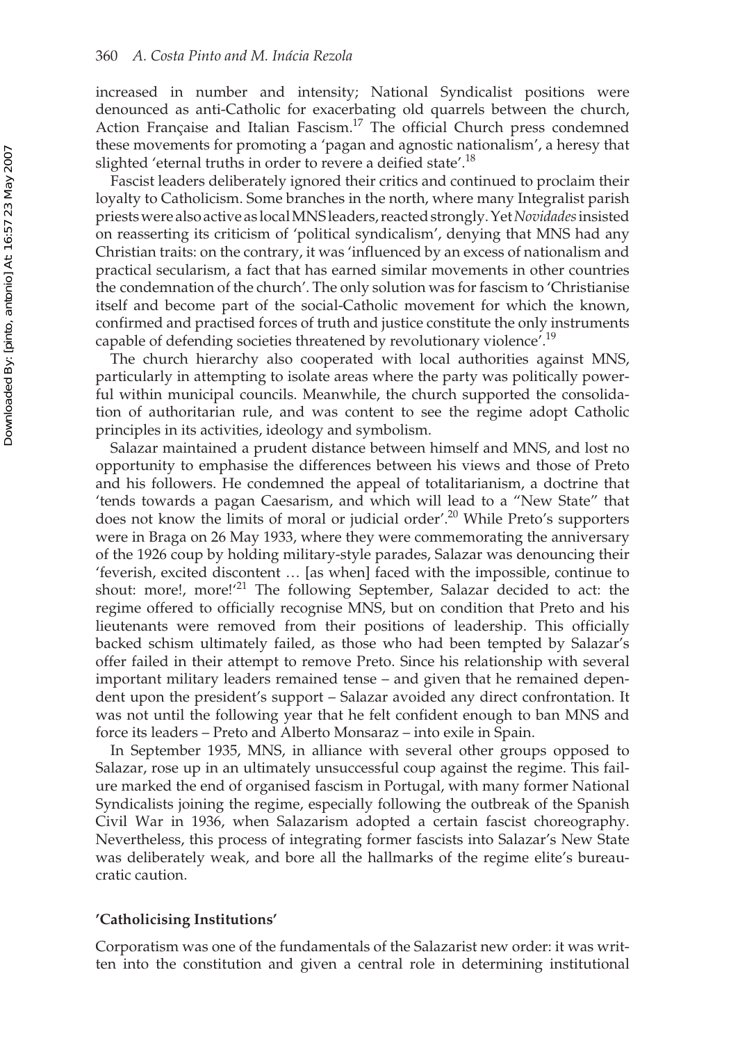increased in number and intensity; National Syndicalist positions were denounced as anti-Catholic for exacerbating old quarrels between the church, Action Française and Italian Fascism.[17] The official Church press condemned these movements for promoting a 'pagan and agnostic nationalism', a heresy that slighted 'eternal truths in order to revere a deified state'.[18]

Fascist leaders deliberately ignored their critics and continued to proclaim their loyalty to Catholicism. Some branches in the north, where many Integralist parish priests were also active as local MNS leaders, reacted strongly. Yet *Novidades* insisted on reasserting its criticism of 'political syndicalism', denying that MNS had any Christian traits: on the contrary, it was 'influenced by an excess of nationalism and practical secularism, a fact that has earned similar movements in other countries the condemnation of the church'. The only solution was for fascism to 'Christianise itself and become part of the social-Catholic movement for which the known, confirmed and practised forces of truth and justice constitute the only instruments capable of defending societies threatened by revolutionary violence'.[19]

The church hierarchy also cooperated with local authorities against MNS, particularly in attempting to isolate areas where the party was politically powerful within municipal councils. Meanwhile, the church supported the consolidation of authoritarian rule, and was content to see the regime adopt Catholic principles in its activities, ideology and symbolism.

Salazar maintained a prudent distance between himself and MNS, and lost no opportunity to emphasise the differences between his views and those of Preto and his followers. He condemned the appeal of totalitarianism, a doctrine that 'tends towards a pagan Caesarism, and which will lead to a "New State" that does not know the limits of moral or judicial order'.[20] While Preto's supporters were in Braga on 26 May 1933, where they were commemorating the anniversary of the 1926 coup by holding military-style parades, Salazar was denouncing their 'feverish, excited discontent … [as when] faced with the impossible, continue to shout: more!, more!'[21] The following September, Salazar decided to act: the regime offered to officially recognise MNS, but on condition that Preto and his lieutenants were removed from their positions of leadership. This officially backed schism ultimately failed, as those who had been tempted by Salazar's offer failed in their attempt to remove Preto. Since his relationship with several important military leaders remained tense – and given that he remained dependent upon the president's support – Salazar avoided any direct confrontation. It was not until the following year that he felt confident enough to ban MNS and force its leaders – Preto and Alberto Monsaraz – into exile in Spain.

In September 1935, MNS, in alliance with several other groups opposed to Salazar, rose up in an ultimately unsuccessful coup against the regime. This failure marked the end of organised fascism in Portugal, with many former National Syndicalists joining the regime, especially following the outbreak of the Spanish Civil War in 1936, when Salazarism adopted a certain fascist choreography. Nevertheless, this process of integrating former fascists into Salazar's New State was deliberately weak, and bore all the hallmarks of the regime elite's bureaucratic caution.

### 'Catholicising Institutions'

Corporatism was one of the fundamentals of the Salazarist new order: it was written into the constitution and given a central role in determining institutional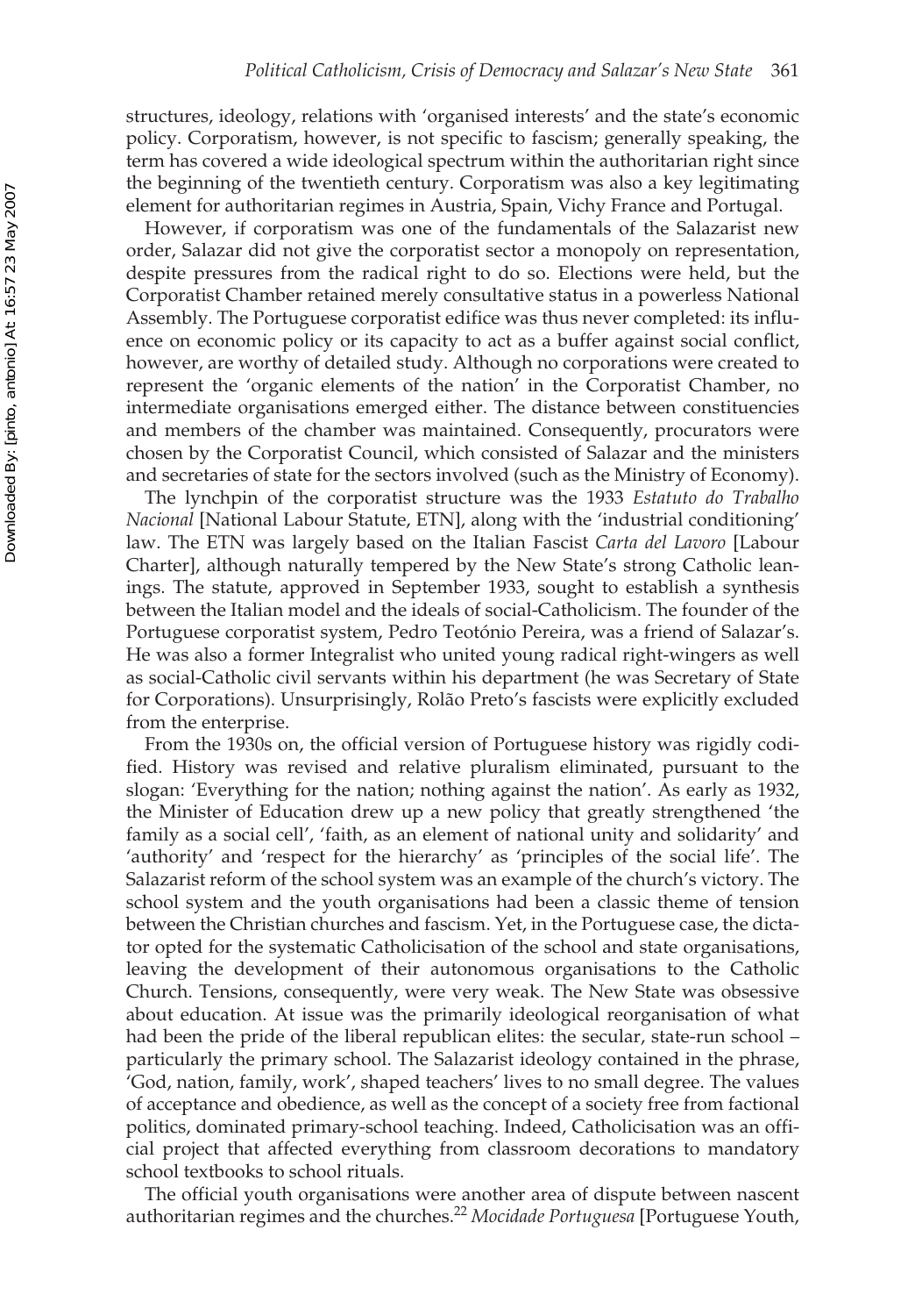structures, ideology, relations with 'organised interests' and the state's economic policy. Corporatism, however, is not specific to fascism; generally speaking, the term has covered a wide ideological spectrum within the authoritarian right since the beginning of the twentieth century. Corporatism was also a key legitimating element for authoritarian regimes in Austria, Spain, Vichy France and Portugal.

However, if corporatism was one of the fundamentals of the Salazarist new order, Salazar did not give the corporatist sector a monopoly on representation, despite pressures from the radical right to do so. Elections were held, but the Corporatist Chamber retained merely consultative status in a powerless National Assembly. The Portuguese corporatist edifice was thus never completed: its influence on economic policy or its capacity to act as a buffer against social conflict, however, are worthy of detailed study. Although no corporations were created to represent the 'organic elements of the nation' in the Corporatist Chamber, no intermediate organisations emerged either. The distance between constituencies and members of the chamber was maintained. Consequently, procurators were chosen by the Corporatist Council, which consisted of Salazar and the ministers and secretaries of state for the sectors involved (such as the Ministry of Economy).

The lynchpin of the corporatist structure was the 1933 *Estatuto do Trabalho Nacional* [National Labour Statute, ETN], along with the 'industrial conditioning' law. The ETN was largely based on the Italian Fascist *Carta del Lavoro* [Labour Charter], although naturally tempered by the New State's strong Catholic leanings. The statute, approved in September 1933, sought to establish a synthesis between the Italian model and the ideals of social-Catholicism. The founder of the Portuguese corporatist system, Pedro Teotónio Pereira, was a friend of Salazar's. He was also a former Integralist who united young radical right-wingers as well as social-Catholic civil servants within his department (he was Secretary of State for Corporations). Unsurprisingly, Rolão Preto's fascists were explicitly excluded from the enterprise.

From the 1930s on, the official version of Portuguese history was rigidly codified. History was revised and relative pluralism eliminated, pursuant to the slogan: 'Everything for the nation; nothing against the nation'. As early as 1932, the Minister of Education drew up a new policy that greatly strengthened 'the family as a social cell', 'faith, as an element of national unity and solidarity' and 'authority' and 'respect for the hierarchy' as 'principles of the social life'. The Salazarist reform of the school system was an example of the church's victory. The school system and the youth organisations had been a classic theme of tension between the Christian churches and fascism. Yet, in the Portuguese case, the dictator opted for the systematic Catholicisation of the school and state organisations, leaving the development of their autonomous organisations to the Catholic Church. Tensions, consequently, were very weak. The New State was obsessive about education. At issue was the primarily ideological reorganisation of what had been the pride of the liberal republican elites: the secular, state-run school – particularly the primary school. The Salazarist ideology contained in the phrase, 'God, nation, family, work', shaped teachers' lives to no small degree. The values of acceptance and obedience, as well as the concept of a society free from factional politics, dominated primary-school teaching. Indeed, Catholicisation was an official project that affected everything from classroom decorations to mandatory school textbooks to school rituals.

The official youth organisations were another area of dispute between nascent authoritarian regimes and the churches.[22] *Mocidade Portuguesa* [Portuguese Youth,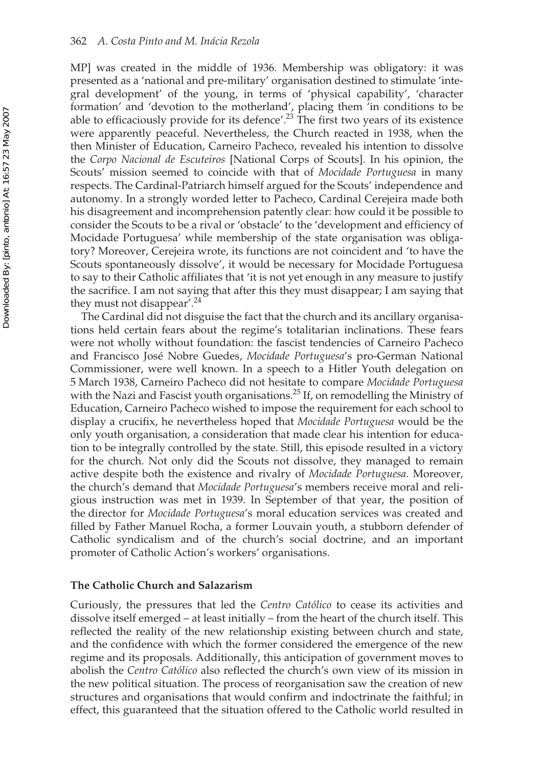MP] was created in the middle of 1936. Membership was obligatory: it was presented as a 'national and pre-military' organisation destined to stimulate 'integral development' of the young, in terms of 'physical capability', 'character formation' and 'devotion to the motherland', placing them 'in conditions to be able to efficaciously provide for its defence'.[23] The first two years of its existence were apparently peaceful. Nevertheless, the Church reacted in 1938, when the then Minister of Education, Carneiro Pacheco, revealed his intention to dissolve the *Corpo Nacional de Escuteiros* [National Corps of Scouts]. In his opinion, the Scouts' mission seemed to coincide with that of *Mocidade Portuguesa* in many respects. The Cardinal-Patriarch himself argued for the Scouts' independence and autonomy. In a strongly worded letter to Pacheco, Cardinal Cerejeira made both his disagreement and incomprehension patently clear: how could it be possible to consider the Scouts to be a rival or 'obstacle' to the 'development and efficiency of Mocidade Portuguesa' while membership of the state organisation was obligatory? Moreover, Cerejeira wrote, its functions are not coincident and 'to have the Scouts spontaneously dissolve', it would be necessary for Mocidade Portuguesa to say to their Catholic affiliates that 'it is not yet enough in any measure to justify the sacrifice. I am not saying that after this they must disappear; I am saying that they must not disappear'.[24]

The Cardinal did not disguise the fact that the church and its ancillary organisations held certain fears about the regime's totalitarian inclinations. These fears were not wholly without foundation: the fascist tendencies of Carneiro Pacheco and Francisco José Nobre Guedes, *Mocidade Portuguesa*'s pro-German National Commissioner, were well known. In a speech to a Hitler Youth delegation on 5 March 1938, Carneiro Pacheco did not hesitate to compare *Mocidade Portuguesa* with the Nazi and Fascist youth organisations.[25] If, on remodelling the Ministry of Education, Carneiro Pacheco wished to impose the requirement for each school to display a crucifix, he nevertheless hoped that *Mocidade Portuguesa* would be the only youth organisation, a consideration that made clear his intention for education to be integrally controlled by the state. Still, this episode resulted in a victory for the church. Not only did the Scouts not dissolve, they managed to remain active despite both the existence and rivalry of *Mocidade Portuguesa*. Moreover, the church's demand that *Mocidade Portuguesa*'s members receive moral and religious instruction was met in 1939. In September of that year, the position of the director for *Mocidade Portuguesa*'s moral education services was created and filled by Father Manuel Rocha, a former Louvain youth, a stubborn defender of Catholic syndicalism and of the church's social doctrine, and an important promoter of Catholic Action's workers' organisations.

## The Catholic Church and Salazarism

Curiously, the pressures that led the *Centro Católico* to cease its activities and dissolve itself emerged – at least initially – from the heart of the church itself. This reflected the reality of the new relationship existing between church and state, and the confidence with which the former considered the emergence of the new regime and its proposals. Additionally, this anticipation of government moves to abolish the *Centro Católico* also reflected the church's own view of its mission in the new political situation. The process of reorganisation saw the creation of new structures and organisations that would confirm and indoctrinate the faithful; in effect, this guaranteed that the situation offered to the Catholic world resulted in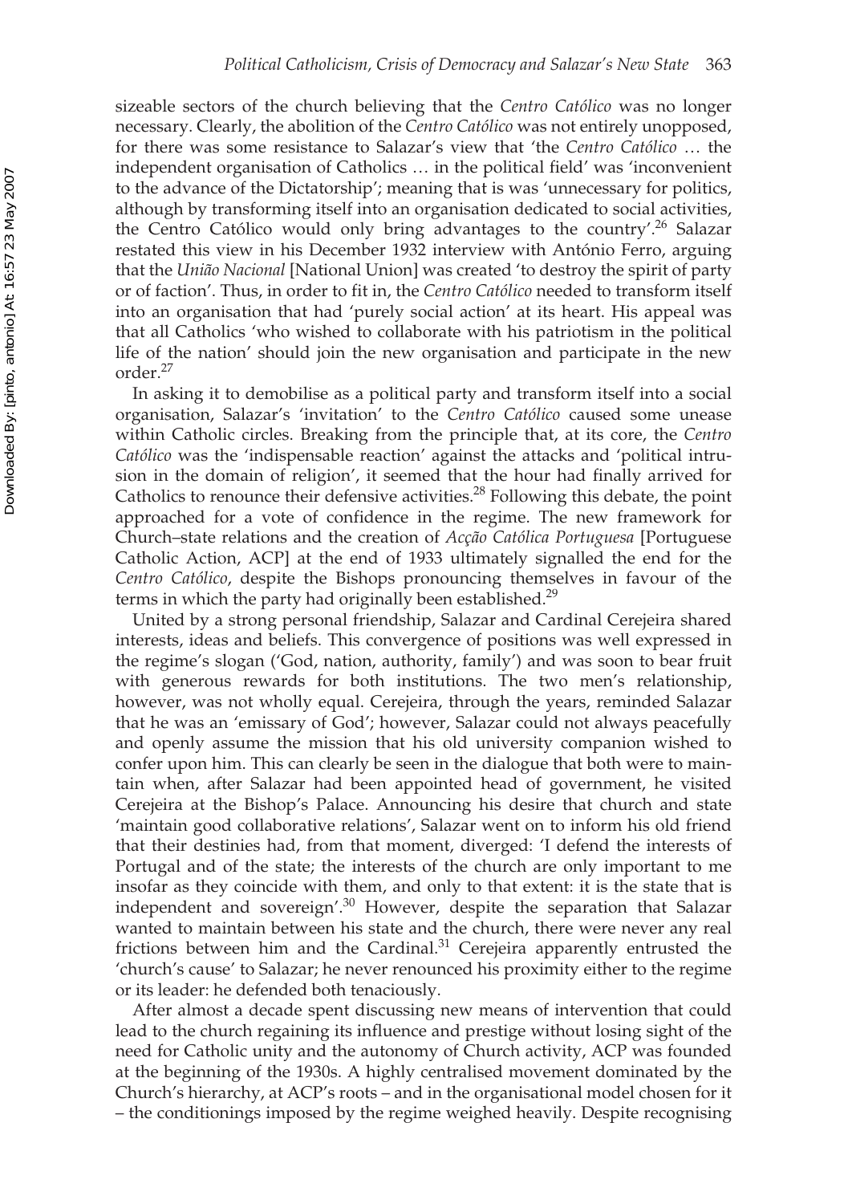sizeable sectors of the church believing that the *Centro Católico* was no longer necessary. Clearly, the abolition of the *Centro Católico* was not entirely unopposed, for there was some resistance to Salazar's view that 'the *Centro Católico* … the independent organisation of Catholics … in the political field' was 'inconvenient to the advance of the Dictatorship'; meaning that is was 'unnecessary for politics, although by transforming itself into an organisation dedicated to social activities, the Centro Católico would only bring advantages to the country'.[26] Salazar restated this view in his December 1932 interview with António Ferro, arguing that the *União Nacional* [National Union] was created 'to destroy the spirit of party or of faction'. Thus, in order to fit in, the *Centro Católico* needed to transform itself into an organisation that had 'purely social action' at its heart. His appeal was that all Catholics 'who wished to collaborate with his patriotism in the political life of the nation' should join the new organisation and participate in the new order.[27]

In asking it to demobilise as a political party and transform itself into a social organisation, Salazar's 'invitation' to the *Centro Católico* caused some unease within Catholic circles. Breaking from the principle that, at its core, the *Centro Católico* was the 'indispensable reaction' against the attacks and 'political intrusion in the domain of religion', it seemed that the hour had finally arrived for Catholics to renounce their defensive activities.[28] Following this debate, the point approached for a vote of confidence in the regime. The new framework for Church–state relations and the creation of *Acção Católica Portuguesa* [Portuguese Catholic Action, ACP] at the end of 1933 ultimately signalled the end for the *Centro Católico*, despite the Bishops pronouncing themselves in favour of the terms in which the party had originally been established.[29]

United by a strong personal friendship, Salazar and Cardinal Cerejeira shared interests, ideas and beliefs. This convergence of positions was well expressed in the regime's slogan ('God, nation, authority, family') and was soon to bear fruit with generous rewards for both institutions. The two men's relationship, however, was not wholly equal. Cerejeira, through the years, reminded Salazar that he was an 'emissary of God'; however, Salazar could not always peacefully and openly assume the mission that his old university companion wished to confer upon him. This can clearly be seen in the dialogue that both were to maintain when, after Salazar had been appointed head of government, he visited Cerejeira at the Bishop's Palace. Announcing his desire that church and state 'maintain good collaborative relations', Salazar went on to inform his old friend that their destinies had, from that moment, diverged: 'I defend the interests of Portugal and of the state; the interests of the church are only important to me insofar as they coincide with them, and only to that extent: it is the state that is independent and sovereign'.[30] However, despite the separation that Salazar wanted to maintain between his state and the church, there were never any real frictions between him and the Cardinal.[31] Cerejeira apparently entrusted the 'church's cause' to Salazar; he never renounced his proximity either to the regime or its leader: he defended both tenaciously.

After almost a decade spent discussing new means of intervention that could lead to the church regaining its influence and prestige without losing sight of the need for Catholic unity and the autonomy of Church activity, ACP was founded at the beginning of the 1930s. A highly centralised movement dominated by the Church's hierarchy, at ACP's roots – and in the organisational model chosen for it – the conditionings imposed by the regime weighed heavily. Despite recognising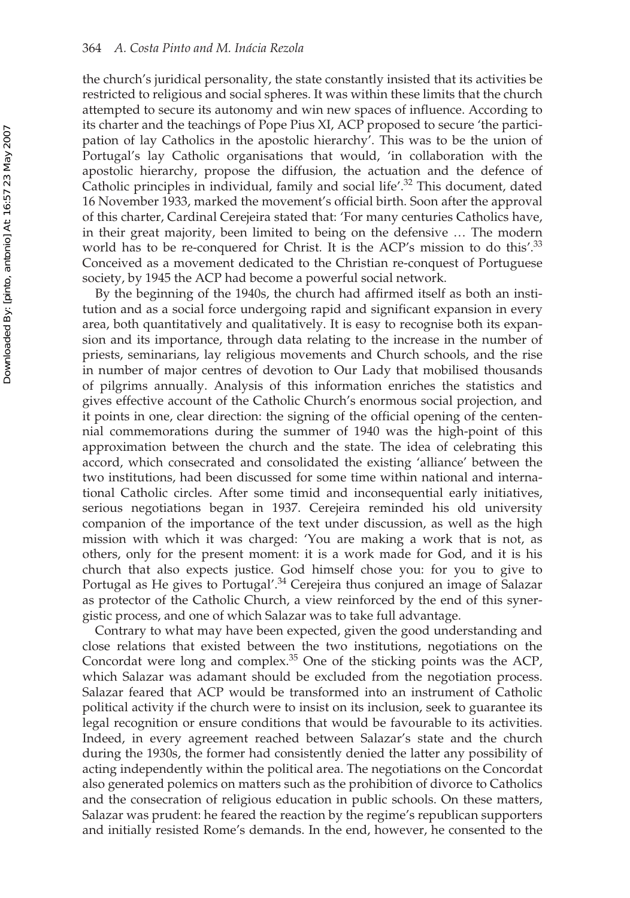the church's juridical personality, the state constantly insisted that its activities be restricted to religious and social spheres. It was within these limits that the church attempted to secure its autonomy and win new spaces of influence. According to its charter and the teachings of Pope Pius XI, ACP proposed to secure 'the participation of lay Catholics in the apostolic hierarchy'. This was to be the union of Portugal's lay Catholic organisations that would, 'in collaboration with the apostolic hierarchy, propose the diffusion, the actuation and the defence of Catholic principles in individual, family and social life'.[32] This document, dated 16 November 1933, marked the movement's official birth. Soon after the approval of this charter, Cardinal Cerejeira stated that: 'For many centuries Catholics have, in their great majority, been limited to being on the defensive … The modern world has to be re-conquered for Christ. It is the ACP's mission to do this'.[33] Conceived as a movement dedicated to the Christian re-conquest of Portuguese society, by 1945 the ACP had become a powerful social network.

By the beginning of the 1940s, the church had affirmed itself as both an institution and as a social force undergoing rapid and significant expansion in every area, both quantitatively and qualitatively. It is easy to recognise both its expansion and its importance, through data relating to the increase in the number of priests, seminarians, lay religious movements and Church schools, and the rise in number of major centres of devotion to Our Lady that mobilised thousands of pilgrims annually. Analysis of this information enriches the statistics and gives effective account of the Catholic Church's enormous social projection, and it points in one, clear direction: the signing of the official opening of the centennial commemorations during the summer of 1940 was the high-point of this approximation between the church and the state. The idea of celebrating this accord, which consecrated and consolidated the existing 'alliance' between the two institutions, had been discussed for some time within national and international Catholic circles. After some timid and inconsequential early initiatives, serious negotiations began in 1937. Cerejeira reminded his old university companion of the importance of the text under discussion, as well as the high mission with which it was charged: 'You are making a work that is not, as others, only for the present moment: it is a work made for God, and it is his church that also expects justice. God himself chose you: for you to give to Portugal as He gives to Portugal'.[34] Cerejeira thus conjured an image of Salazar as protector of the Catholic Church, a view reinforced by the end of this synergistic process, and one of which Salazar was to take full advantage.

Contrary to what may have been expected, given the good understanding and close relations that existed between the two institutions, negotiations on the Concordat were long and complex.[35] One of the sticking points was the ACP, which Salazar was adamant should be excluded from the negotiation process. Salazar feared that ACP would be transformed into an instrument of Catholic political activity if the church were to insist on its inclusion, seek to guarantee its legal recognition or ensure conditions that would be favourable to its activities. Indeed, in every agreement reached between Salazar's state and the church during the 1930s, the former had consistently denied the latter any possibility of acting independently within the political area. The negotiations on the Concordat also generated polemics on matters such as the prohibition of divorce to Catholics and the consecration of religious education in public schools. On these matters, Salazar was prudent: he feared the reaction by the regime's republican supporters and initially resisted Rome's demands. In the end, however, he consented to the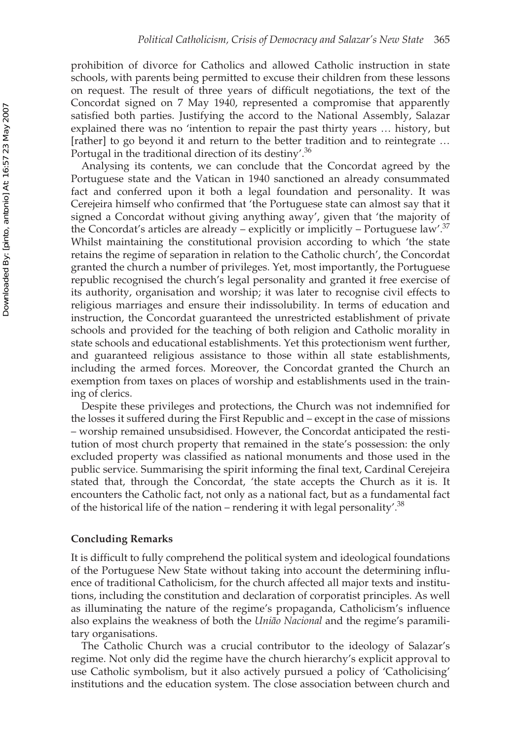prohibition of divorce for Catholics and allowed Catholic instruction in state schools, with parents being permitted to excuse their children from these lessons on request. The result of three years of difficult negotiations, the text of the Concordat signed on 7 May 1940, represented a compromise that apparently satisfied both parties. Justifying the accord to the National Assembly, Salazar explained there was no 'intention to repair the past thirty years … history, but [rather] to go beyond it and return to the better tradition and to reintegrate … Portugal in the traditional direction of its destiny'.[36]

Analysing its contents, we can conclude that the Concordat agreed by the Portuguese state and the Vatican in 1940 sanctioned an already consummated fact and conferred upon it both a legal foundation and personality. It was Cerejeira himself who confirmed that 'the Portuguese state can almost say that it signed a Concordat without giving anything away', given that 'the majority of the Concordat's articles are already – explicitly or implicitly – Portuguese law'.[37] Whilst maintaining the constitutional provision according to which 'the state retains the regime of separation in relation to the Catholic church', the Concordat granted the church a number of privileges. Yet, most importantly, the Portuguese republic recognised the church's legal personality and granted it free exercise of its authority, organisation and worship; it was later to recognise civil effects to religious marriages and ensure their indissolubility. In terms of education and instruction, the Concordat guaranteed the unrestricted establishment of private schools and provided for the teaching of both religion and Catholic morality in state schools and educational establishments. Yet this protectionism went further, and guaranteed religious assistance to those within all state establishments, including the armed forces. Moreover, the Concordat granted the Church an exemption from taxes on places of worship and establishments used in the training of clerics.

Despite these privileges and protections, the Church was not indemnified for the losses it suffered during the First Republic and – except in the case of missions – worship remained unsubsidised. However, the Concordat anticipated the restitution of most church property that remained in the state's possession: the only excluded property was classified as national monuments and those used in the public service. Summarising the spirit informing the final text, Cardinal Cerejeira stated that, through the Concordat, 'the state accepts the Church as it is. It encounters the Catholic fact, not only as a national fact, but as a fundamental fact of the historical life of the nation – rendering it with legal personality'.[38]

## Concluding Remarks

It is difficult to fully comprehend the political system and ideological foundations of the Portuguese New State without taking into account the determining influence of traditional Catholicism, for the church affected all major texts and institutions, including the constitution and declaration of corporatist principles. As well as illuminating the nature of the regime's propaganda, Catholicism's influence also explains the weakness of both the *União Nacional* and the regime's paramilitary organisations.

The Catholic Church was a crucial contributor to the ideology of Salazar's regime. Not only did the regime have the church hierarchy's explicit approval to use Catholic symbolism, but it also actively pursued a policy of 'Catholicising' institutions and the education system. The close association between church and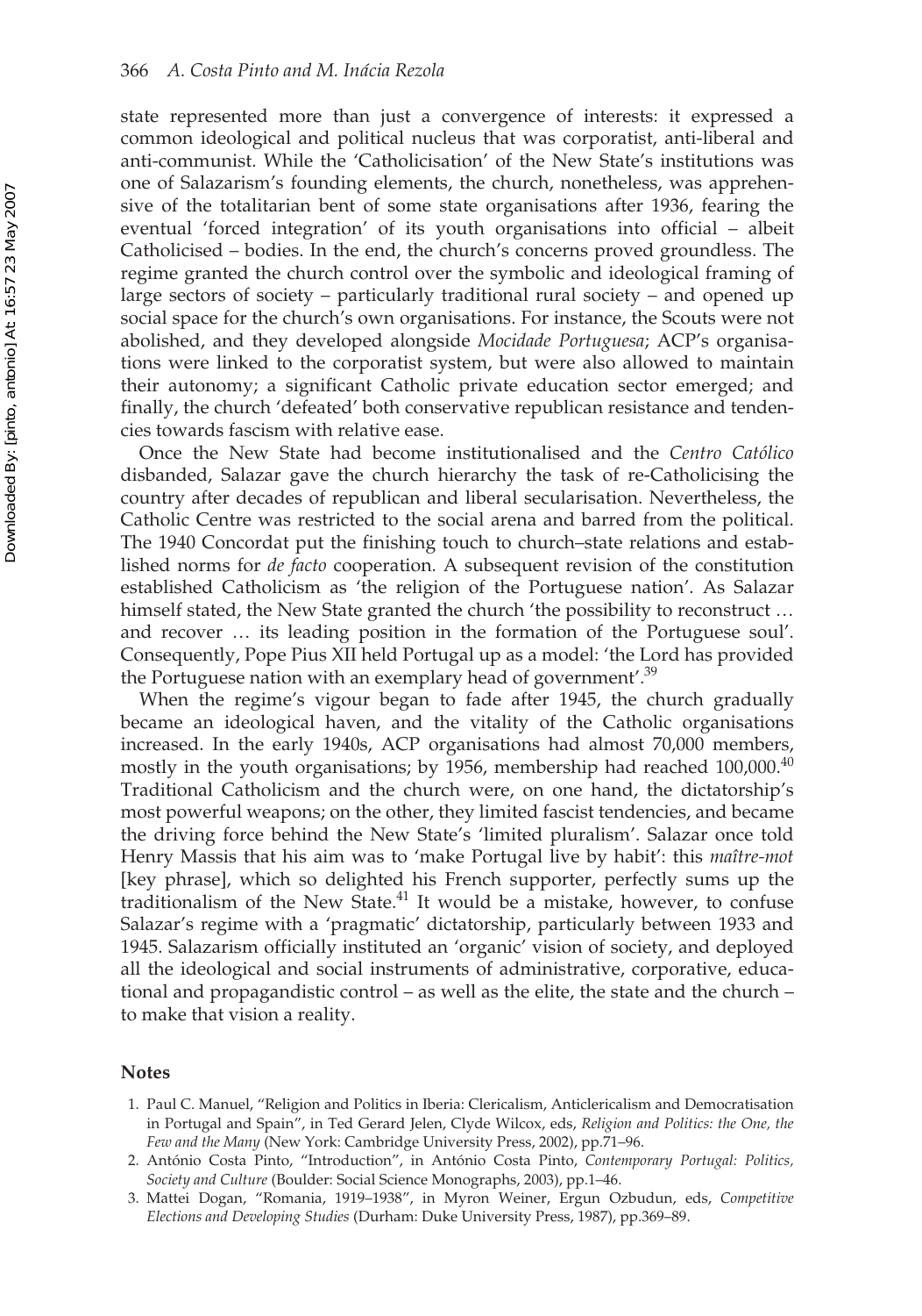state represented more than just a convergence of interests: it expressed a common ideological and political nucleus that was corporatist, anti-liberal and anti-communist. While the 'Catholicisation' of the New State's institutions was one of Salazarism's founding elements, the church, nonetheless, was apprehensive of the totalitarian bent of some state organisations after 1936, fearing the eventual 'forced integration' of its youth organisations into official – albeit Catholicised – bodies. In the end, the church's concerns proved groundless. The regime granted the church control over the symbolic and ideological framing of large sectors of society – particularly traditional rural society – and opened up social space for the church's own organisations. For instance, the Scouts were not abolished, and they developed alongside *Mocidade Portuguesa*; ACP's organisations were linked to the corporatist system, but were also allowed to maintain their autonomy; a significant Catholic private education sector emerged; and finally, the church 'defeated' both conservative republican resistance and tendencies towards fascism with relative ease.

Once the New State had become institutionalised and the *Centro Católico* disbanded, Salazar gave the church hierarchy the task of re-Catholicising the country after decades of republican and liberal secularisation. Nevertheless, the Catholic Centre was restricted to the social arena and barred from the political. The 1940 Concordat put the finishing touch to church–state relations and established norms for *de facto* cooperation. A subsequent revision of the constitution established Catholicism as 'the religion of the Portuguese nation'. As Salazar himself stated, the New State granted the church 'the possibility to reconstruct … and recover … its leading position in the formation of the Portuguese soul'. Consequently, Pope Pius XII held Portugal up as a model: 'the Lord has provided the Portuguese nation with an exemplary head of government'.[39]

When the regime's vigour began to fade after 1945, the church gradually became an ideological haven, and the vitality of the Catholic organisations increased. In the early 1940s, ACP organisations had almost 70,000 members, mostly in the youth organisations; by 1956, membership had reached 100,000.[40] Traditional Catholicism and the church were, on one hand, the dictatorship's most powerful weapons; on the other, they limited fascist tendencies, and became the driving force behind the New State's 'limited pluralism'. Salazar once told Henry Massis that his aim was to 'make Portugal live by habit': this *maître-mot* [key phrase], which so delighted his French supporter, perfectly sums up the traditionalism of the New State.[41] It would be a mistake, however, to confuse Salazar's regime with a 'pragmatic' dictatorship, particularly between 1933 and 1945. Salazarism officially instituted an 'organic' vision of society, and deployed all the ideological and social instruments of administrative, corporative, educational and propagandistic control – as well as the elite, the state and the church – to make that vision a reality.

## Notes

1. Paul C. Manuel, "Religion and Politics in Iberia: Clericalism, Anticlericalism and Democratisation in Portugal and Spain", in Ted Gerard Jelen, Clyde Wilcox, eds, *Religion and Politics: the One, the Few and the Many* (New York: Cambridge University Press, 2002), pp.71–96.
2. António Costa Pinto, "Introduction", in António Costa Pinto, *Contemporary Portugal: Politics, Society and Culture* (Boulder: Social Science Monographs, 2003), pp.1–46.
3. Mattei Dogan, "Romania, 1919–1938", in Myron Weiner, Ergun Ozbudun, eds, *Competitive Elections and Developing Studies* (Durham: Duke University Press, 1987), pp.369–89.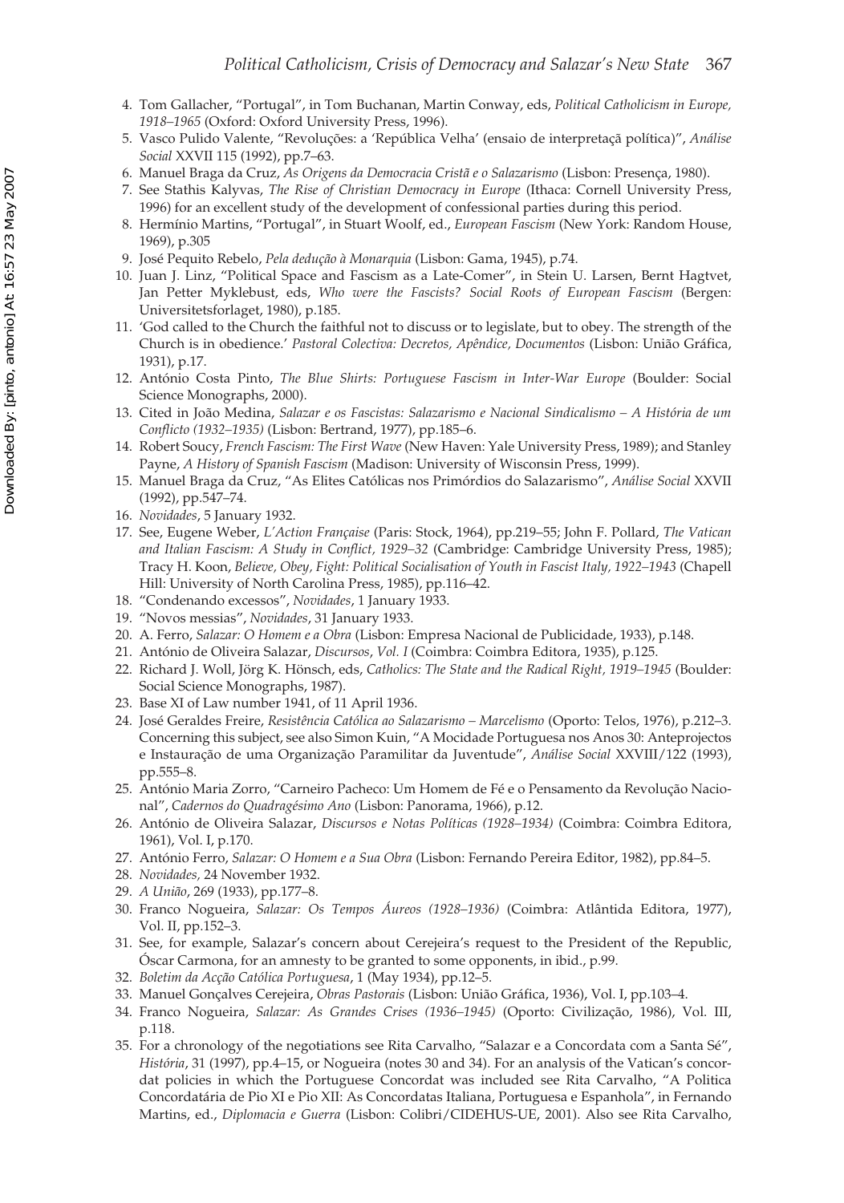4. Tom Gallacher, "Portugal", in Tom Buchanan, Martin Conway, eds, *Political Catholicism in Europe, 1918–1965* (Oxford: Oxford University Press, 1996).
5. Vasco Pulido Valente, "Revoluções: a 'República Velha' (ensaio de interpretaçã política)", *Análise Social* XXVII 115 (1992), pp.7–63.
6. Manuel Braga da Cruz, *As Origens da Democracia Cristã e o Salazarismo* (Lisbon: Presença, 1980).
7. See Stathis Kalyvas, *The Rise of Christian Democracy in Europe* (Ithaca: Cornell University Press, 1996) for an excellent study of the development of confessional parties during this period.
8. Hermínio Martins, "Portugal", in Stuart Woolf, ed., *European Fascism* (New York: Random House, 1969), p.305
9. José Pequito Rebelo, *Pela dedução à Monarquia* (Lisbon: Gama, 1945), p.74.
10. Juan J. Linz, "Political Space and Fascism as a Late-Comer", in Stein U. Larsen, Bernt Hagtvet, Jan Petter Myklebust, eds, *Who were the Fascists? Social Roots of European Fascism* (Bergen: Universitetsforlaget, 1980), p.185.
11. 'God called to the Church the faithful not to discuss or to legislate, but to obey. The strength of the Church is in obedience.' *Pastoral Colectiva: Decretos, Apêndice, Documentos* (Lisbon: União Gráfica, 1931), p.17.
12. António Costa Pinto, *The Blue Shirts: Portuguese Fascism in Inter-War Europe* (Boulder: Social Science Monographs, 2000).
13. Cited in João Medina, *Salazar e os Fascistas: Salazarismo e Nacional Sindicalismo – A História de um Conflicto (1932–1935)* (Lisbon: Bertrand, 1977), pp.185–6.
14. Robert Soucy, *French Fascism: The First Wave* (New Haven: Yale University Press, 1989); and Stanley Payne, *A History of Spanish Fascism* (Madison: University of Wisconsin Press, 1999).
15. Manuel Braga da Cruz, "As Elites Católicas nos Primórdios do Salazarismo", *Análise Social* XXVII (1992), pp.547–74.
16. *Novidades*, 5 January 1932.
17. See, Eugene Weber, *L'Action Française* (Paris: Stock, 1964), pp.219–55; John F. Pollard, *The Vatican and Italian Fascism: A Study in Conflict, 1929–32* (Cambridge: Cambridge University Press, 1985); Tracy H. Koon, *Believe, Obey, Fight: Political Socialisation of Youth in Fascist Italy, 1922–1943* (Chapell Hill: University of North Carolina Press, 1985), pp.116–42.
18. "Condenando excessos", *Novidades*, 1 January 1933.
19. "Novos messias", *Novidades*, 31 January 1933.
20. A. Ferro, *Salazar: O Homem e a Obra* (Lisbon: Empresa Nacional de Publicidade, 1933), p.148.
21. António de Oliveira Salazar, *Discursos, Vol. I* (Coimbra: Coimbra Editora, 1935), p.125.
22. Richard J. Woll, Jörg K. Hönsch, eds, *Catholics: The State and the Radical Right, 1919–1945* (Boulder: Social Science Monographs, 1987).
23. Base XI of Law number 1941, of 11 April 1936.
24. José Geraldes Freire, *Resistência Católica ao Salazarismo – Marcelismo* (Oporto: Telos, 1976), p.212–3. Concerning this subject, see also Simon Kuin, "A Mocidade Portuguesa nos Anos 30: Anteprojectos e Instauração de uma Organização Paramilitar da Juventude", *Análise Social* XXVIII/122 (1993), pp.555–8.
25. António Maria Zorro, "Carneiro Pacheco: Um Homem de Fé e o Pensamento da Revolução Nacional", *Cadernos do Quadragésimo Ano* (Lisbon: Panorama, 1966), p.12.
26. António de Oliveira Salazar, *Discursos e Notas Políticas (1928–1934)* (Coimbra: Coimbra Editora, 1961), Vol. I, p.170.
27. António Ferro, *Salazar: O Homem e a Sua Obra* (Lisbon: Fernando Pereira Editor, 1982), pp.84–5.
28. *Novidades,* 24 November 1932.
29. *A União*, 269 (1933), pp.177–8.
30. Franco Nogueira, *Salazar: Os Tempos Áureos (1928–1936)* (Coimbra: Atlântida Editora, 1977), Vol. II, pp.152–3.
31. See, for example, Salazar's concern about Cerejeira's request to the President of the Republic, Óscar Carmona, for an amnesty to be granted to some opponents, in ibid., p.99.
32. *Boletim da Acção Católica Portuguesa*, 1 (May 1934), pp.12–5.
33. Manuel Gonçalves Cerejeira, *Obras Pastorais* (Lisbon: União Gráfica, 1936), Vol. I, pp.103–4.
34. Franco Nogueira, *Salazar: As Grandes Crises (1936–1945)* (Oporto: Civilização, 1986), Vol. III, p.118.
35. For a chronology of the negotiations see Rita Carvalho, "Salazar e a Concordata com a Santa Sé", *História*, 31 (1997), pp.4–15, or Nogueira (notes 30 and 34). For an analysis of the Vatican's concordat policies in which the Portuguese Concordat was included see Rita Carvalho, "A Politica Concordatária de Pio XI e Pio XII: As Concordatas Italiana, Portuguesa e Espanhola", in Fernando Martins, ed., *Diplomacia e Guerra* (Lisbon: Colibri/CIDEHUS-UE, 2001). Also see Rita Carvalho,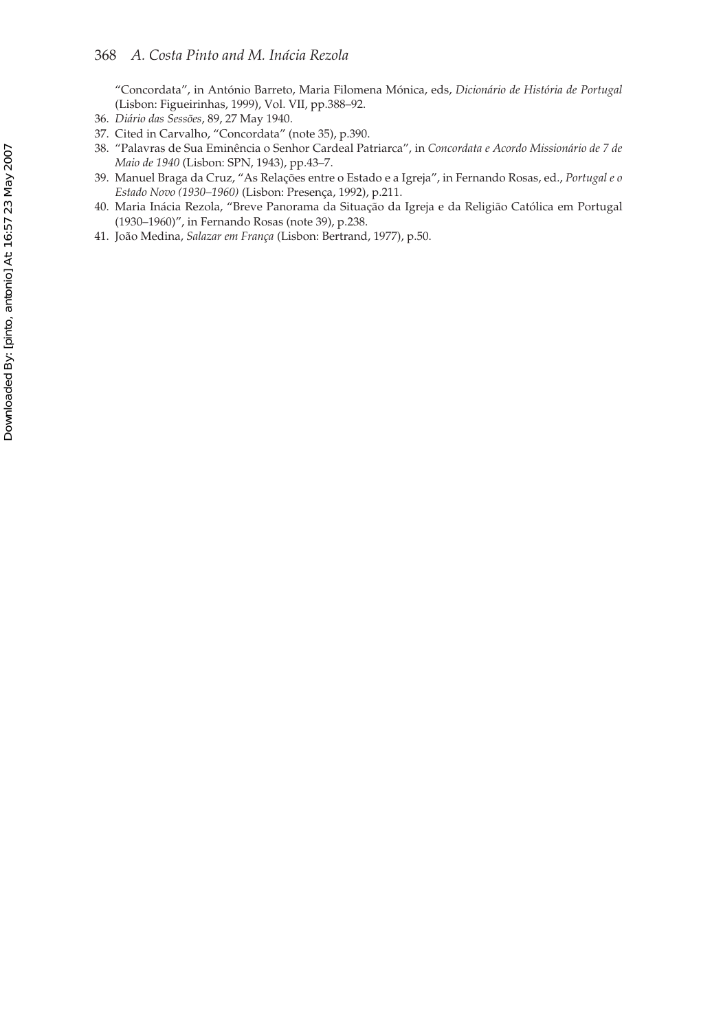"Concordata", in António Barreto, Maria Filomena Mónica, eds, *Dicionário de História de Portugal* (Lisbon: Figueirinhas, 1999), Vol. VII, pp.388–92.

36. *Diário das Sessões*, 89, 27 May 1940.
37. Cited in Carvalho, "Concordata" (note 35), p.390.
38. "Palavras de Sua Eminência o Senhor Cardeal Patriarca", in *Concordata e Acordo Missionário de 7 de Maio de 1940* (Lisbon: SPN, 1943), pp.43–7.
39. Manuel Braga da Cruz, "As Relações entre o Estado e a Igreja", in Fernando Rosas, ed., *Portugal e o Estado Novo (1930–1960)* (Lisbon: Presença, 1992), p.211.
40. Maria Inácia Rezola, "Breve Panorama da Situação da Igreja e da Religião Católica em Portugal (1930–1960)", in Fernando Rosas (note 39), p.238.
41. João Medina, *Salazar em França* (Lisbon: Bertrand, 1977), p.50.